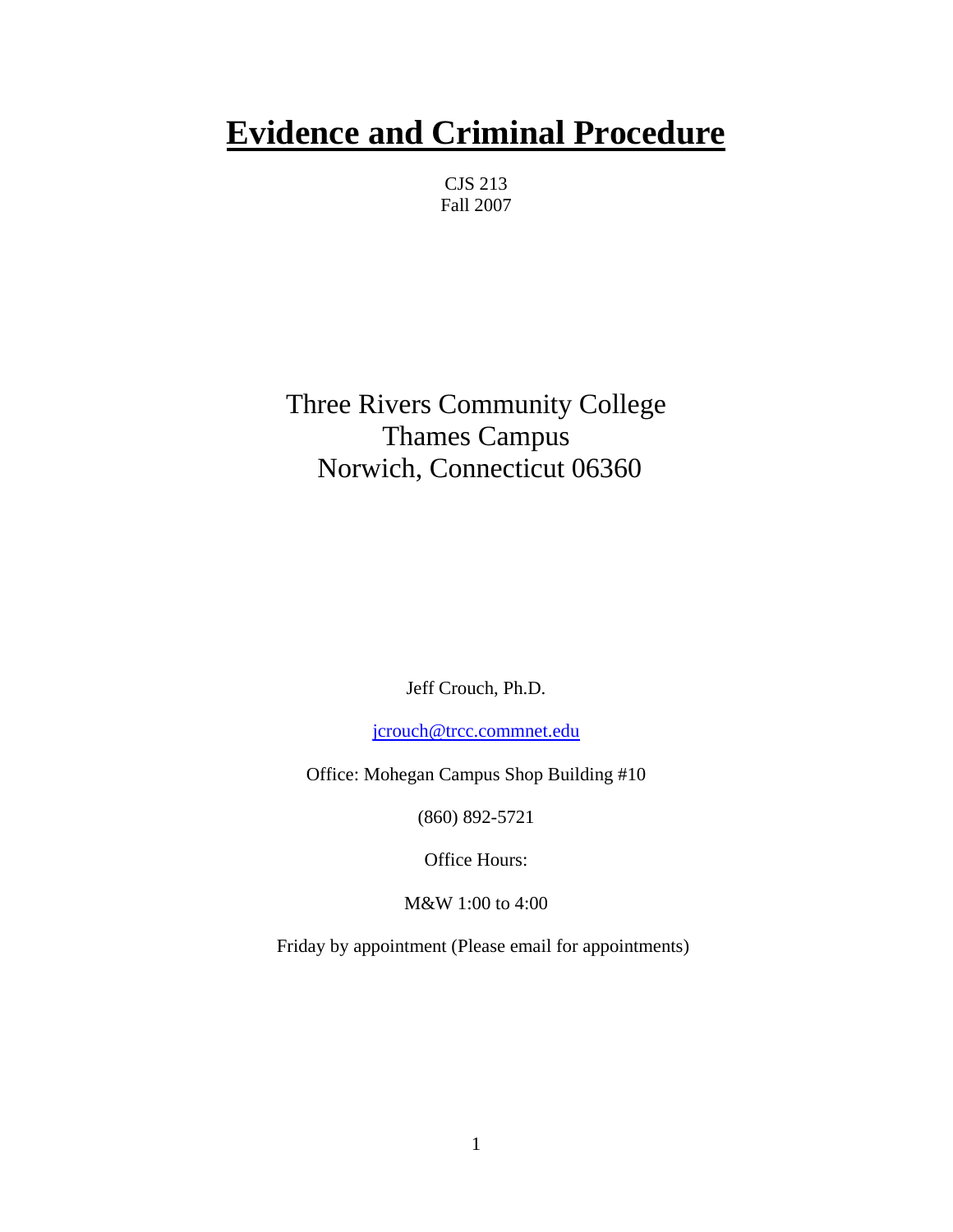# Evidence and Criminal Procedure

CJS 213
Fall 2007

Three Rivers Community College
Thames Campus
Norwich, Connecticut 06360

Jeff Crouch, Ph.D.

jcrouch@trcc.commnet.edu

Office: Mohegan Campus Shop Building #10

(860) 892-5721

Office Hours:

M&W 1:00 to 4:00

Friday by appointment (Please email for appointments)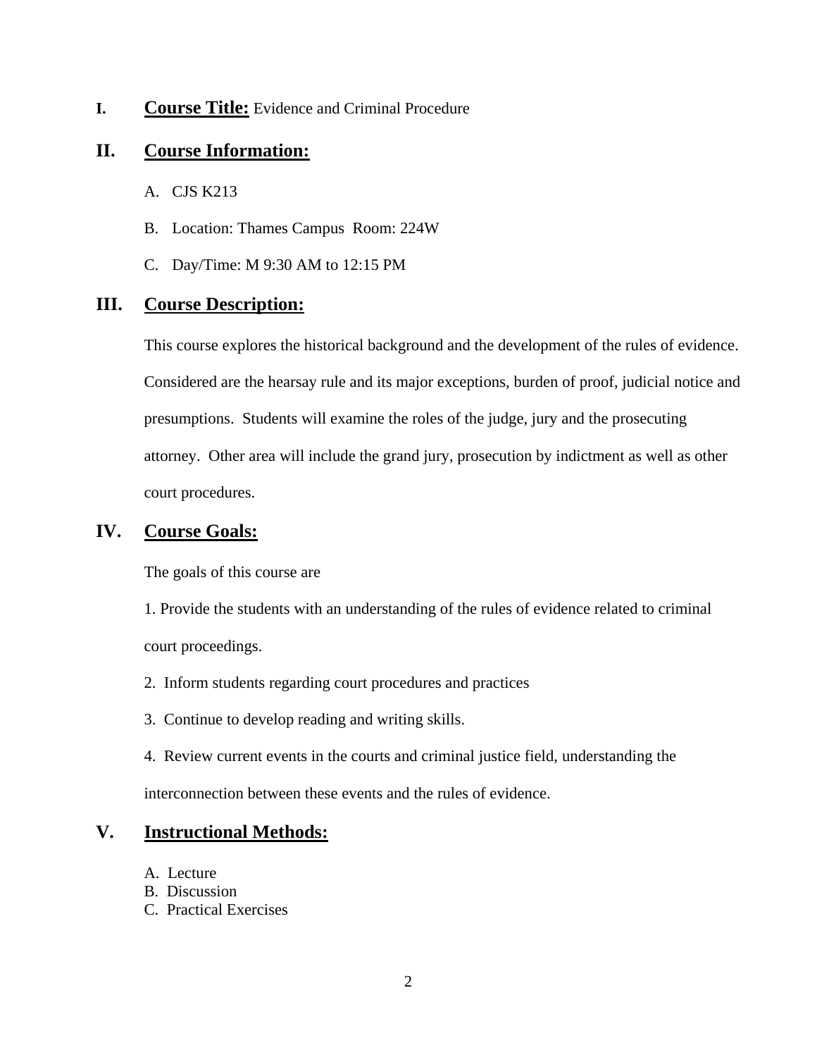## I. Course Title: Evidence and Criminal Procedure

## II. Course Information:

A. CJS K213

B. Location: Thames Campus  Room: 224W

C. Day/Time: M 9:30 AM to 12:15 PM

## III. Course Description:

This course explores the historical background and the development of the rules of evidence. Considered are the hearsay rule and its major exceptions, burden of proof, judicial notice and presumptions. Students will examine the roles of the judge, jury and the prosecuting attorney. Other area will include the grand jury, prosecution by indictment as well as other court procedures.

## IV. Course Goals:

The goals of this course are

1. Provide the students with an understanding of the rules of evidence related to criminal court proceedings.
2. Inform students regarding court procedures and practices
3. Continue to develop reading and writing skills.
4. Review current events in the courts and criminal justice field, understanding the interconnection between these events and the rules of evidence.

## V. Instructional Methods:

A. Lecture
B. Discussion
C. Practical Exercises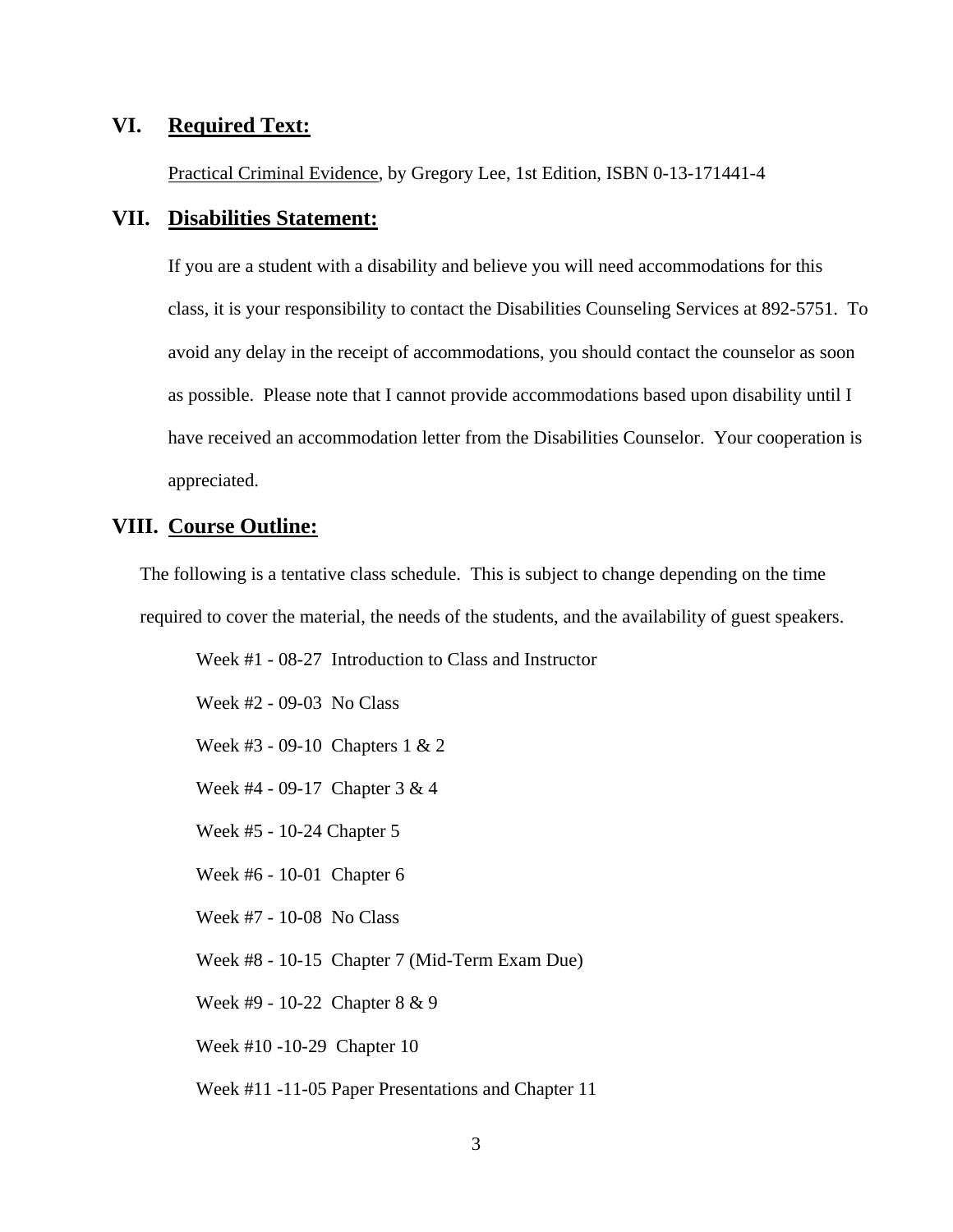## VI. Required Text:

Practical Criminal Evidence, by Gregory Lee, 1st Edition, ISBN 0-13-171441-4

## VII. Disabilities Statement:

If you are a student with a disability and believe you will need accommodations for this class, it is your responsibility to contact the Disabilities Counseling Services at 892-5751. To avoid any delay in the receipt of accommodations, you should contact the counselor as soon as possible. Please note that I cannot provide accommodations based upon disability until I have received an accommodation letter from the Disabilities Counselor. Your cooperation is appreciated.

## VIII. Course Outline:

The following is a tentative class schedule. This is subject to change depending on the time required to cover the material, the needs of the students, and the availability of guest speakers.

Week #1 - 08-27 Introduction to Class and Instructor

Week #2 - 09-03 No Class

Week #3 - 09-10 Chapters 1 & 2

Week #4 - 09-17 Chapter 3 & 4

Week #5 - 10-24 Chapter 5

Week #6 - 10-01 Chapter 6

Week #7 - 10-08 No Class

Week #8 - 10-15 Chapter 7 (Mid-Term Exam Due)

Week #9 - 10-22 Chapter 8 & 9

Week #10 -10-29 Chapter 10

Week #11 -11-05 Paper Presentations and Chapter 11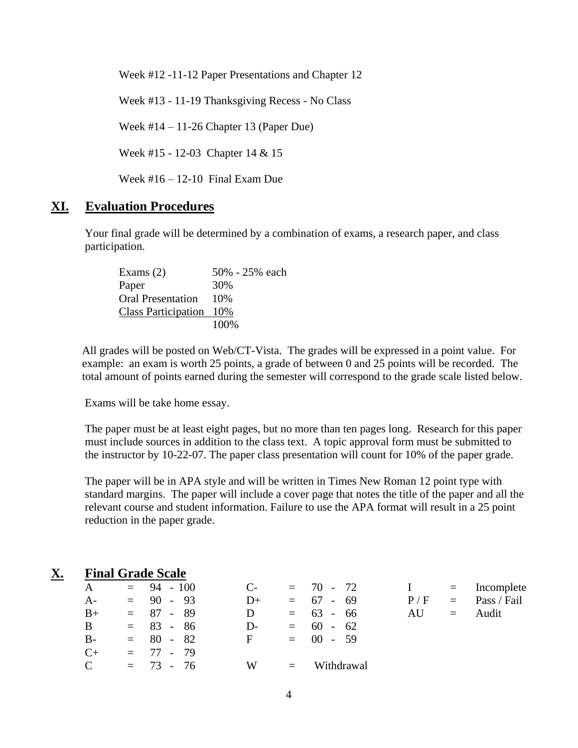Week #12 -11-12 Paper Presentations and Chapter 12

Week #13 - 11-19 Thanksgiving Recess - No Class

Week #14 – 11-26 Chapter 13 (Paper Due)

Week #15 - 12-03 Chapter 14 & 15

Week #16 – 12-10 Final Exam Due

## XI. Evaluation Procedures

Your final grade will be determined by a combination of exams, a research paper, and class participation.

| | |
|---|---|
| Exams (2) | 50% - 25% each |
| Paper | 30% |
| Oral Presentation | 10% |
| Class Participation | 10% |
| | 100% |

All grades will be posted on Web/CT-Vista. The grades will be expressed in a point value. For example: an exam is worth 25 points, a grade of between 0 and 25 points will be recorded. The total amount of points earned during the semester will correspond to the grade scale listed below.

Exams will be take home essay.

The paper must be at least eight pages, but no more than ten pages long. Research for this paper must include sources in addition to the class text. A topic approval form must be submitted to the instructor by 10-22-07. The paper class presentation will count for 10% of the paper grade.

The paper will be in APA style and will be written in Times New Roman 12 point type with standard margins. The paper will include a cover page that notes the title of the paper and all the relevant course and student information. Failure to use the APA format will result in a 25 point reduction in the paper grade.

## X. Final Grade Scale

| | | | | | | | |
|---|---|---|---|---|---|---|---|
| A | = 94 - 100 | C- | = 70 - 72 | I | = | Incomplete |
| A- | = 90 - 93 | D+ | = 67 - 69 | P / F | = | Pass / Fail |
| B+ | = 87 - 89 | D | = 63 - 66 | AU | = | Audit |
| B | = 83 - 86 | D- | = 60 - 62 | | | |
| B- | = 80 - 82 | F | = 00 - 59 | | | |
| C+ | = 77 - 79 | | | | | |
| C | = 73 - 76 | W | = Withdrawal | | | |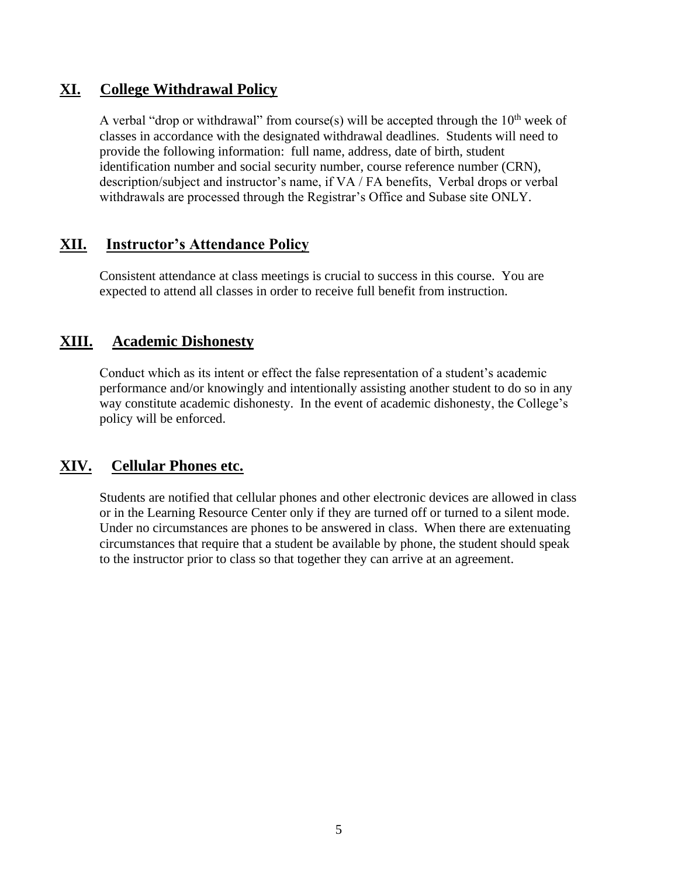## XI. College Withdrawal Policy

A verbal "drop or withdrawal" from course(s) will be accepted through the 10th week of classes in accordance with the designated withdrawal deadlines. Students will need to provide the following information: full name, address, date of birth, student identification number and social security number, course reference number (CRN), description/subject and instructor's name, if VA / FA benefits, Verbal drops or verbal withdrawals are processed through the Registrar's Office and Subase site ONLY.

## XII. Instructor's Attendance Policy

Consistent attendance at class meetings is crucial to success in this course. You are expected to attend all classes in order to receive full benefit from instruction.

## XIII. Academic Dishonesty

Conduct which as its intent or effect the false representation of a student's academic performance and/or knowingly and intentionally assisting another student to do so in any way constitute academic dishonesty. In the event of academic dishonesty, the College's policy will be enforced.

## XIV. Cellular Phones etc.

Students are notified that cellular phones and other electronic devices are allowed in class or in the Learning Resource Center only if they are turned off or turned to a silent mode. Under no circumstances are phones to be answered in class. When there are extenuating circumstances that require that a student be available by phone, the student should speak to the instructor prior to class so that together they can arrive at an agreement.